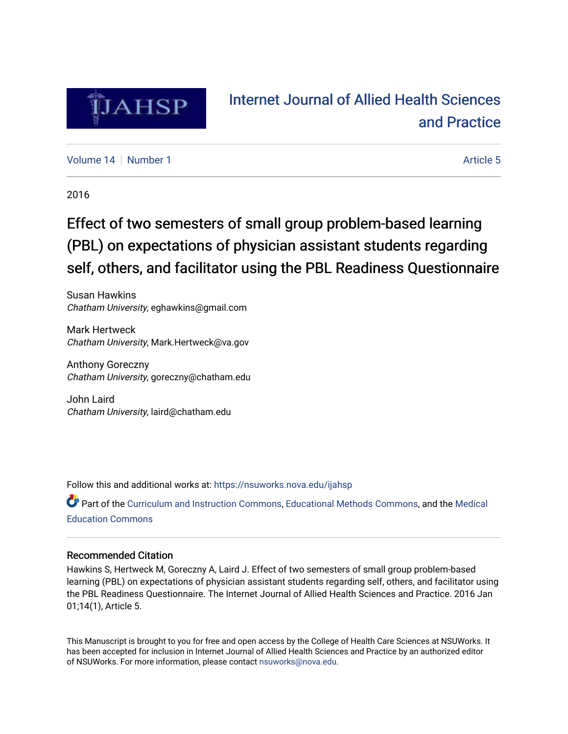# Internet Journal of Allied Health Sciences and Practice

Volume 14 | Number 1 | Article 5

2016

# Effect of two semesters of small group problem-based learning (PBL) on expectations of physician assistant students regarding self, others, and facilitator using the PBL Readiness Questionnaire

Susan Hawkins
*Chatham University*, eghawkins@gmail.com

Mark Hertweck
*Chatham University*, Mark.Hertweck@va.gov

Anthony Goreczny
*Chatham University*, goreczny@chatham.edu

John Laird
*Chatham University*, laird@chatham.edu

Follow this and additional works at: https://nsuworks.nova.edu/ijahsp

Part of the Curriculum and Instruction Commons, Educational Methods Commons, and the Medical Education Commons

## Recommended Citation

Hawkins S, Hertweck M, Goreczny A, Laird J. Effect of two semesters of small group problem-based learning (PBL) on expectations of physician assistant students regarding self, others, and facilitator using the PBL Readiness Questionnaire. The Internet Journal of Allied Health Sciences and Practice. 2016 Jan 01;14(1), Article 5.

This Manuscript is brought to you for free and open access by the College of Health Care Sciences at NSUWorks. It has been accepted for inclusion in Internet Journal of Allied Health Sciences and Practice by an authorized editor of NSUWorks. For more information, please contact nsuworks@nova.edu.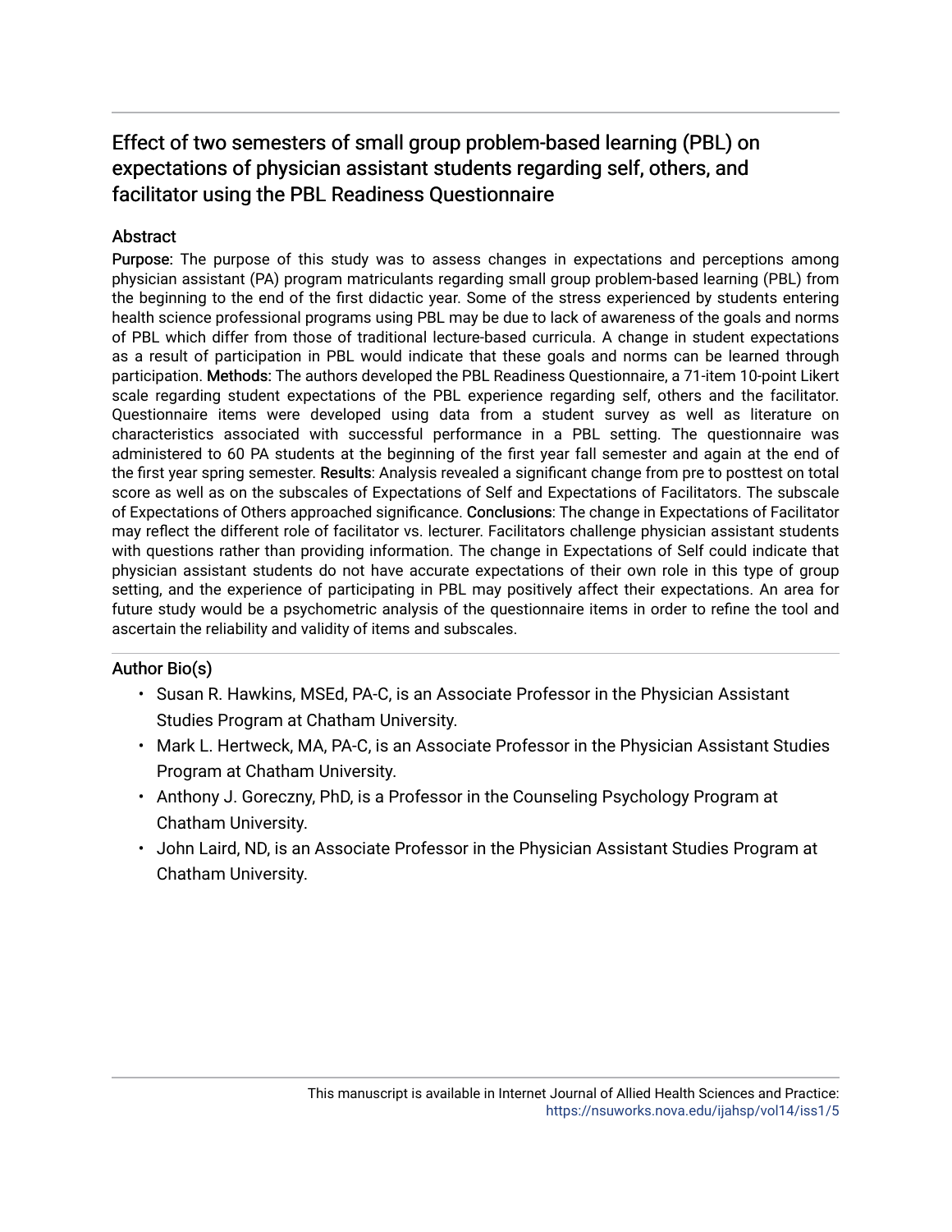# Effect of two semesters of small group problem-based learning (PBL) on expectations of physician assistant students regarding self, others, and facilitator using the PBL Readiness Questionnaire

## Abstract

**Purpose:** The purpose of this study was to assess changes in expectations and perceptions among physician assistant (PA) program matriculants regarding small group problem-based learning (PBL) from the beginning to the end of the first didactic year. Some of the stress experienced by students entering health science professional programs using PBL may be due to lack of awareness of the goals and norms of PBL which differ from those of traditional lecture-based curricula. A change in student expectations as a result of participation in PBL would indicate that these goals and norms can be learned through participation. **Methods:** The authors developed the PBL Readiness Questionnaire, a 71-item 10-point Likert scale regarding student expectations of the PBL experience regarding self, others and the facilitator. Questionnaire items were developed using data from a student survey as well as literature on characteristics associated with successful performance in a PBL setting. The questionnaire was administered to 60 PA students at the beginning of the first year fall semester and again at the end of the first year spring semester. **Results**: Analysis revealed a significant change from pre to posttest on total score as well as on the subscales of Expectations of Self and Expectations of Facilitators. The subscale of Expectations of Others approached significance. **Conclusions**: The change in Expectations of Facilitator may reflect the different role of facilitator vs. lecturer. Facilitators challenge physician assistant students with questions rather than providing information. The change in Expectations of Self could indicate that physician assistant students do not have accurate expectations of their own role in this type of group setting, and the experience of participating in PBL may positively affect their expectations. An area for future study would be a psychometric analysis of the questionnaire items in order to refine the tool and ascertain the reliability and validity of items and subscales.

## Author Bio(s)

- Susan R. Hawkins, MSEd, PA-C, is an Associate Professor in the Physician Assistant Studies Program at Chatham University.
- Mark L. Hertweck, MA, PA-C, is an Associate Professor in the Physician Assistant Studies Program at Chatham University.
- Anthony J. Goreczny, PhD, is a Professor in the Counseling Psychology Program at Chatham University.
- John Laird, ND, is an Associate Professor in the Physician Assistant Studies Program at Chatham University.

This manuscript is available in Internet Journal of Allied Health Sciences and Practice: https://nsuworks.nova.edu/ijahsp/vol14/iss1/5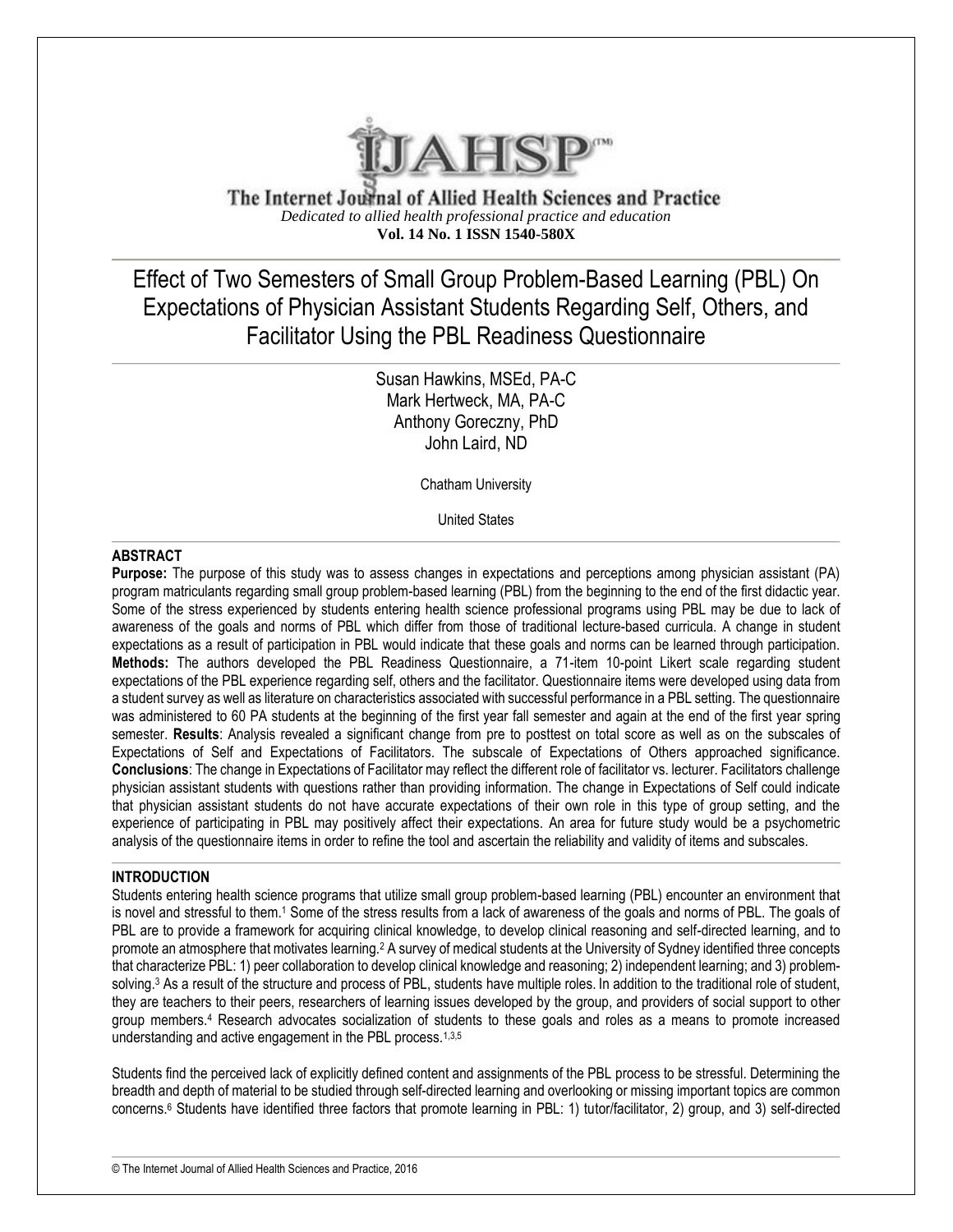The Internet Journal of Allied Health Sciences and Practice

*Dedicated to allied health professional practice and education*

**Vol. 14 No. 1 ISSN 1540-580X**

# Effect of Two Semesters of Small Group Problem-Based Learning (PBL) On Expectations of Physician Assistant Students Regarding Self, Others, and Facilitator Using the PBL Readiness Questionnaire

Susan Hawkins, MSEd, PA-C
Mark Hertweck, MA, PA-C
Anthony Goreczny, PhD
John Laird, ND

Chatham University

United States

## ABSTRACT

**Purpose:** The purpose of this study was to assess changes in expectations and perceptions among physician assistant (PA) program matriculants regarding small group problem-based learning (PBL) from the beginning to the end of the first didactic year. Some of the stress experienced by students entering health science professional programs using PBL may be due to lack of awareness of the goals and norms of PBL which differ from those of traditional lecture-based curricula. A change in student expectations as a result of participation in PBL would indicate that these goals and norms can be learned through participation. **Methods:** The authors developed the PBL Readiness Questionnaire, a 71-item 10-point Likert scale regarding student expectations of the PBL experience regarding self, others and the facilitator. Questionnaire items were developed using data from a student survey as well as literature on characteristics associated with successful performance in a PBL setting. The questionnaire was administered to 60 PA students at the beginning of the first year fall semester and again at the end of the first year spring semester. **Results**: Analysis revealed a significant change from pre to posttest on total score as well as on the subscales of Expectations of Self and Expectations of Facilitators. The subscale of Expectations of Others approached significance. **Conclusions**: The change in Expectations of Facilitator may reflect the different role of facilitator vs. lecturer. Facilitators challenge physician assistant students with questions rather than providing information. The change in Expectations of Self could indicate that physician assistant students do not have accurate expectations of their own role in this type of group setting, and the experience of participating in PBL may positively affect their expectations. An area for future study would be a psychometric analysis of the questionnaire items in order to refine the tool and ascertain the reliability and validity of items and subscales.

## INTRODUCTION

Students entering health science programs that utilize small group problem-based learning (PBL) encounter an environment that is novel and stressful to them.[1] Some of the stress results from a lack of awareness of the goals and norms of PBL. The goals of PBL are to provide a framework for acquiring clinical knowledge, to develop clinical reasoning and self-directed learning, and to promote an atmosphere that motivates learning.[2] A survey of medical students at the University of Sydney identified three concepts that characterize PBL: 1) peer collaboration to develop clinical knowledge and reasoning; 2) independent learning; and 3) problem-solving.[3] As a result of the structure and process of PBL, students have multiple roles. In addition to the traditional role of student, they are teachers to their peers, researchers of learning issues developed by the group, and providers of social support to other group members.[4] Research advocates socialization of students to these goals and roles as a means to promote increased understanding and active engagement in the PBL process.[1,3,5]

Students find the perceived lack of explicitly defined content and assignments of the PBL process to be stressful. Determining the breadth and depth of material to be studied through self-directed learning and overlooking or missing important topics are common concerns.[6] Students have identified three factors that promote learning in PBL: 1) tutor/facilitator, 2) group, and 3) self-directed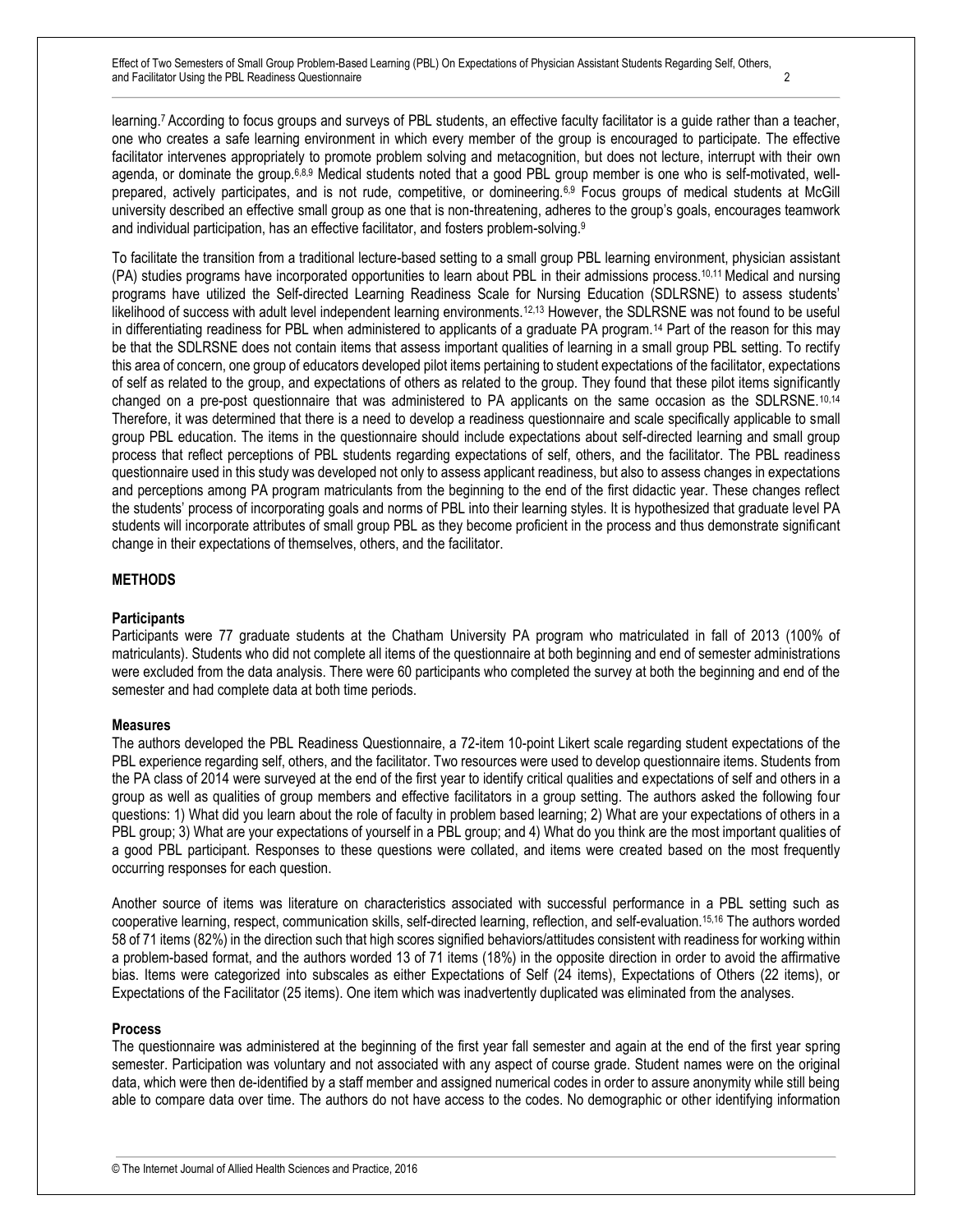learning.[7] According to focus groups and surveys of PBL students, an effective faculty facilitator is a guide rather than a teacher, one who creates a safe learning environment in which every member of the group is encouraged to participate. The effective facilitator intervenes appropriately to promote problem solving and metacognition, but does not lecture, interrupt with their own agenda, or dominate the group.[6,8,9] Medical students noted that a good PBL group member is one who is self-motivated, well-prepared, actively participates, and is not rude, competitive, or domineering.[6,9] Focus groups of medical students at McGill university described an effective small group as one that is non-threatening, adheres to the group's goals, encourages teamwork and individual participation, has an effective facilitator, and fosters problem-solving.[9]

To facilitate the transition from a traditional lecture-based setting to a small group PBL learning environment, physician assistant (PA) studies programs have incorporated opportunities to learn about PBL in their admissions process.[10,11] Medical and nursing programs have utilized the Self-directed Learning Readiness Scale for Nursing Education (SDLRSNE) to assess students' likelihood of success with adult level independent learning environments.[12,13] However, the SDLRSNE was not found to be useful in differentiating readiness for PBL when administered to applicants of a graduate PA program.[14] Part of the reason for this may be that the SDLRSNE does not contain items that assess important qualities of learning in a small group PBL setting. To rectify this area of concern, one group of educators developed pilot items pertaining to student expectations of the facilitator, expectations of self as related to the group, and expectations of others as related to the group. They found that these pilot items significantly changed on a pre-post questionnaire that was administered to PA applicants on the same occasion as the SDLRSNE.[10,14] Therefore, it was determined that there is a need to develop a readiness questionnaire and scale specifically applicable to small group PBL education. The items in the questionnaire should include expectations about self-directed learning and small group process that reflect perceptions of PBL students regarding expectations of self, others, and the facilitator. The PBL readiness questionnaire used in this study was developed not only to assess applicant readiness, but also to assess changes in expectations and perceptions among PA program matriculants from the beginning to the end of the first didactic year. These changes reflect the students' process of incorporating goals and norms of PBL into their learning styles. It is hypothesized that graduate level PA students will incorporate attributes of small group PBL as they become proficient in the process and thus demonstrate significant change in their expectations of themselves, others, and the facilitator.

## METHODS

### Participants

Participants were 77 graduate students at the Chatham University PA program who matriculated in fall of 2013 (100% of matriculants). Students who did not complete all items of the questionnaire at both beginning and end of semester administrations were excluded from the data analysis. There were 60 participants who completed the survey at both the beginning and end of the semester and had complete data at both time periods.

### Measures

The authors developed the PBL Readiness Questionnaire, a 72-item 10-point Likert scale regarding student expectations of the PBL experience regarding self, others, and the facilitator. Two resources were used to develop questionnaire items. Students from the PA class of 2014 were surveyed at the end of the first year to identify critical qualities and expectations of self and others in a group as well as qualities of group members and effective facilitators in a group setting. The authors asked the following four questions: 1) What did you learn about the role of faculty in problem based learning; 2) What are your expectations of others in a PBL group; 3) What are your expectations of yourself in a PBL group; and 4) What do you think are the most important qualities of a good PBL participant. Responses to these questions were collated, and items were created based on the most frequently occurring responses for each question.

Another source of items was literature on characteristics associated with successful performance in a PBL setting such as cooperative learning, respect, communication skills, self-directed learning, reflection, and self-evaluation.[15,16] The authors worded 58 of 71 items (82%) in the direction such that high scores signified behaviors/attitudes consistent with readiness for working within a problem-based format, and the authors worded 13 of 71 items (18%) in the opposite direction in order to avoid the affirmative bias. Items were categorized into subscales as either Expectations of Self (24 items), Expectations of Others (22 items), or Expectations of the Facilitator (25 items). One item which was inadvertently duplicated was eliminated from the analyses.

### Process

The questionnaire was administered at the beginning of the first year fall semester and again at the end of the first year spring semester. Participation was voluntary and not associated with any aspect of course grade. Student names were on the original data, which were then de-identified by a staff member and assigned numerical codes in order to assure anonymity while still being able to compare data over time. The authors do not have access to the codes. No demographic or other identifying information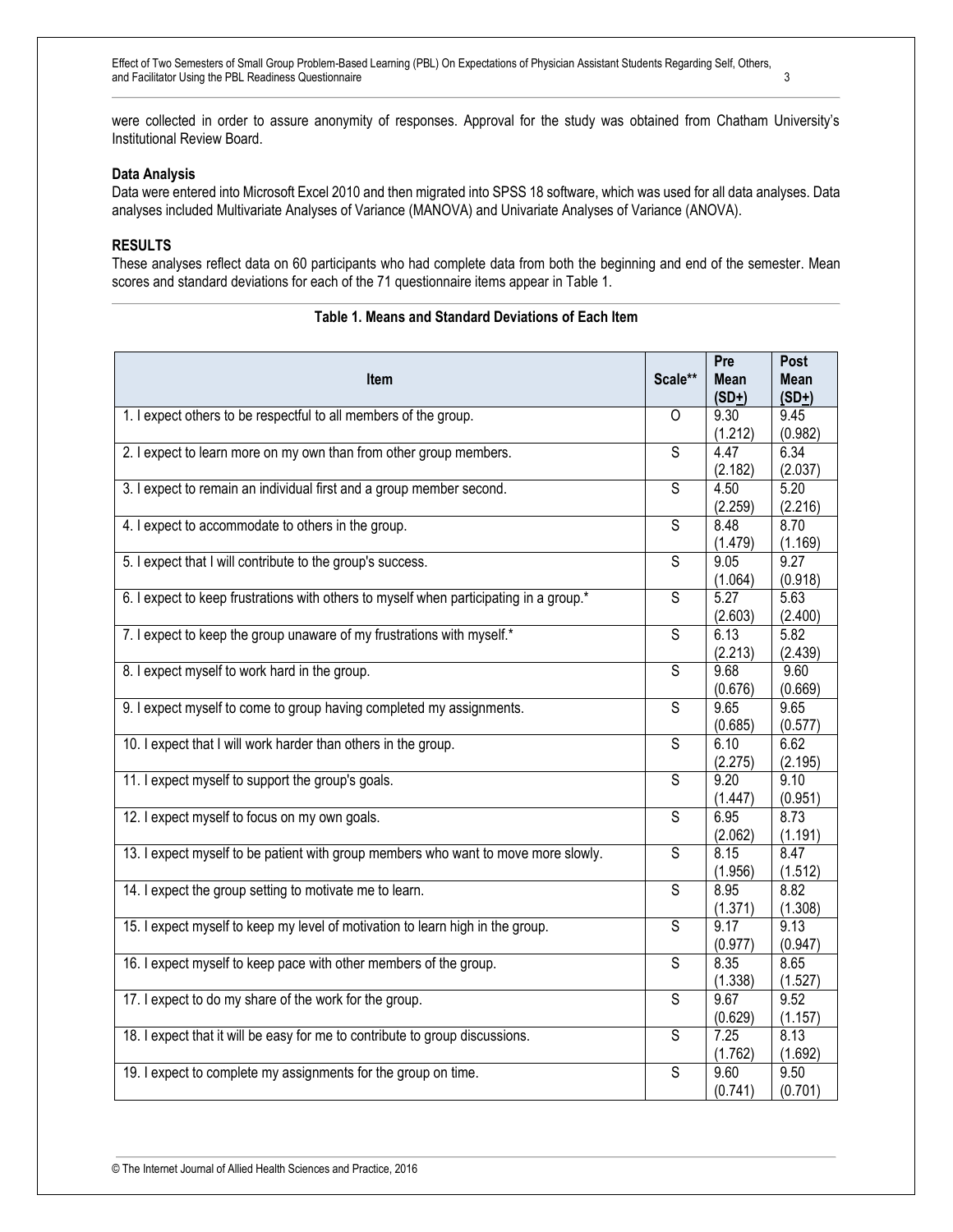were collected in order to assure anonymity of responses. Approval for the study was obtained from Chatham University's Institutional Review Board.

**Data Analysis**

Data were entered into Microsoft Excel 2010 and then migrated into SPSS 18 software, which was used for all data analyses. Data analyses included Multivariate Analyses of Variance (MANOVA) and Univariate Analyses of Variance (ANOVA).

## RESULTS

These analyses reflect data on 60 participants who had complete data from both the beginning and end of the semester. Mean scores and standard deviations for each of the 71 questionnaire items appear in Table 1.

**Table 1. Means and Standard Deviations of Each Item**

| Item | Scale** | Pre Mean (SD±) | Post Mean (SD±) |
|---|---|---|---|
| 1. I expect others to be respectful to all members of the group. | O | 9.30 (1.212) | 9.45 (0.982) |
| 2. I expect to learn more on my own than from other group members. | S | 4.47 (2.182) | 6.34 (2.037) |
| 3. I expect to remain an individual first and a group member second. | S | 4.50 (2.259) | 5.20 (2.216) |
| 4. I expect to accommodate to others in the group. | S | 8.48 (1.479) | 8.70 (1.169) |
| 5. I expect that I will contribute to the group's success. | S | 9.05 (1.064) | 9.27 (0.918) |
| 6. I expect to keep frustrations with others to myself when participating in a group.* | S | 5.27 (2.603) | 5.63 (2.400) |
| 7. I expect to keep the group unaware of my frustrations with myself.* | S | 6.13 (2.213) | 5.82 (2.439) |
| 8. I expect myself to work hard in the group. | S | 9.68 (0.676) | 9.60 (0.669) |
| 9. I expect myself to come to group having completed my assignments. | S | 9.65 (0.685) | 9.65 (0.577) |
| 10. I expect that I will work harder than others in the group. | S | 6.10 (2.275) | 6.62 (2.195) |
| 11. I expect myself to support the group's goals. | S | 9.20 (1.447) | 9.10 (0.951) |
| 12. I expect myself to focus on my own goals. | S | 6.95 (2.062) | 8.73 (1.191) |
| 13. I expect myself to be patient with group members who want to move more slowly. | S | 8.15 (1.956) | 8.47 (1.512) |
| 14. I expect the group setting to motivate me to learn. | S | 8.95 (1.371) | 8.82 (1.308) |
| 15. I expect myself to keep my level of motivation to learn high in the group. | S | 9.17 (0.977) | 9.13 (0.947) |
| 16. I expect myself to keep pace with other members of the group. | S | 8.35 (1.338) | 8.65 (1.527) |
| 17. I expect to do my share of the work for the group. | S | 9.67 (0.629) | 9.52 (1.157) |
| 18. I expect that it will be easy for me to contribute to group discussions. | S | 7.25 (1.762) | 8.13 (1.692) |
| 19. I expect to complete my assignments for the group on time. | S | 9.60 (0.741) | 9.50 (0.701) |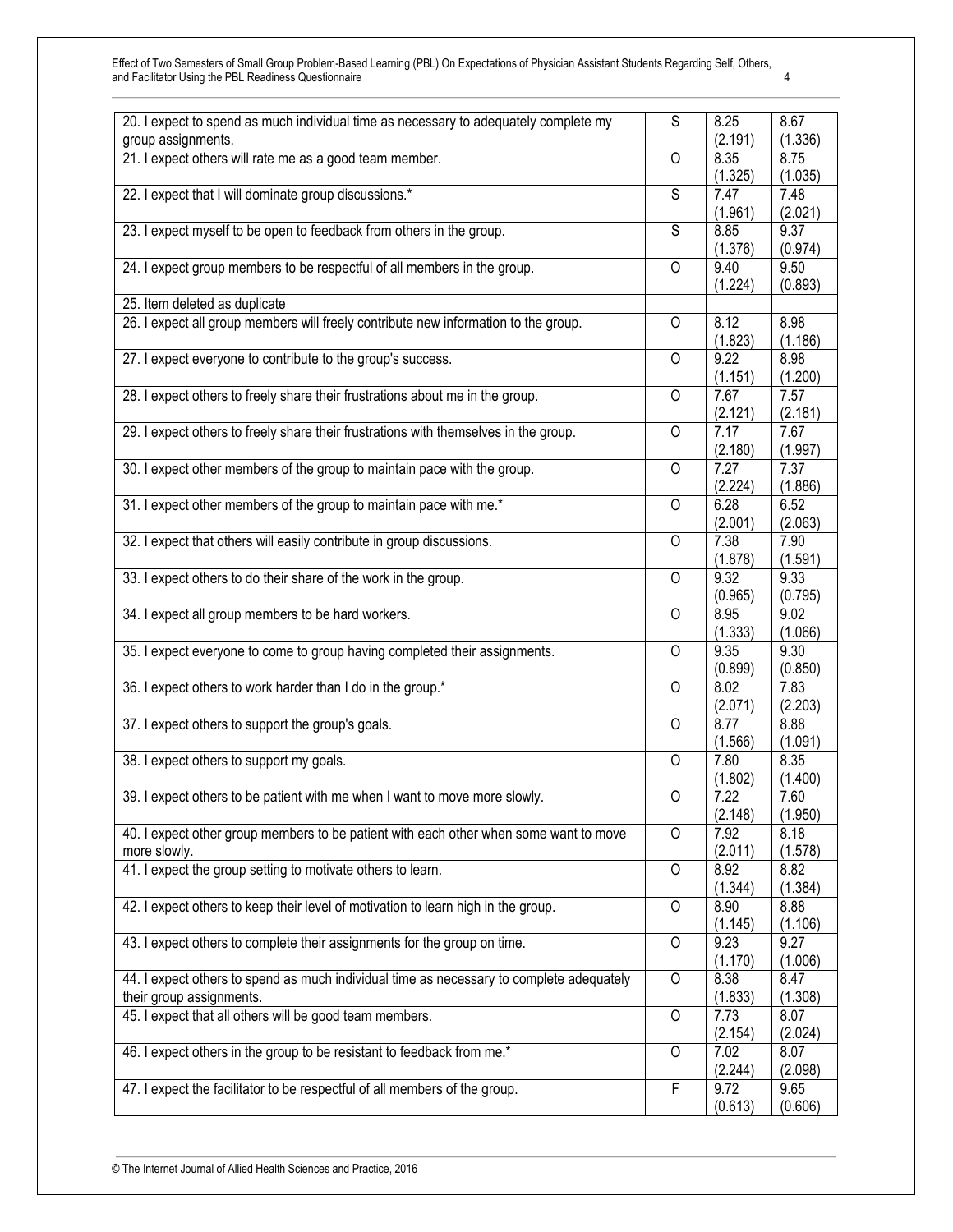| | | | |
|---|---|---|---|
| 20. I expect to spend as much individual time as necessary to adequately complete my group assignments. | S | 8.25 (2.191) | 8.67 (1.336) |
| 21. I expect others will rate me as a good team member. | O | 8.35 (1.325) | 8.75 (1.035) |
| 22. I expect that I will dominate group discussions.* | S | 7.47 (1.961) | 7.48 (2.021) |
| 23. I expect myself to be open to feedback from others in the group. | S | 8.85 (1.376) | 9.37 (0.974) |
| 24. I expect group members to be respectful of all members in the group. | O | 9.40 (1.224) | 9.50 (0.893) |
| 25. Item deleted as duplicate | | | |
| 26. I expect all group members will freely contribute new information to the group. | O | 8.12 (1.823) | 8.98 (1.186) |
| 27. I expect everyone to contribute to the group's success. | O | 9.22 (1.151) | 8.98 (1.200) |
| 28. I expect others to freely share their frustrations about me in the group. | O | 7.67 (2.121) | 7.57 (2.181) |
| 29. I expect others to freely share their frustrations with themselves in the group. | O | 7.17 (2.180) | 7.67 (1.997) |
| 30. I expect other members of the group to maintain pace with the group. | O | 7.27 (2.224) | 7.37 (1.886) |
| 31. I expect other members of the group to maintain pace with me.* | O | 6.28 (2.001) | 6.52 (2.063) |
| 32. I expect that others will easily contribute in group discussions. | O | 7.38 (1.878) | 7.90 (1.591) |
| 33. I expect others to do their share of the work in the group. | O | 9.32 (0.965) | 9.33 (0.795) |
| 34. I expect all group members to be hard workers. | O | 8.95 (1.333) | 9.02 (1.066) |
| 35. I expect everyone to come to group having completed their assignments. | O | 9.35 (0.899) | 9.30 (0.850) |
| 36. I expect others to work harder than I do in the group.* | O | 8.02 (2.071) | 7.83 (2.203) |
| 37. I expect others to support the group's goals. | O | 8.77 (1.566) | 8.88 (1.091) |
| 38. I expect others to support my goals. | O | 7.80 (1.802) | 8.35 (1.400) |
| 39. I expect others to be patient with me when I want to move more slowly. | O | 7.22 (2.148) | 7.60 (1.950) |
| 40. I expect other group members to be patient with each other when some want to move more slowly. | O | 7.92 (2.011) | 8.18 (1.578) |
| 41. I expect the group setting to motivate others to learn. | O | 8.92 (1.344) | 8.82 (1.384) |
| 42. I expect others to keep their level of motivation to learn high in the group. | O | 8.90 (1.145) | 8.88 (1.106) |
| 43. I expect others to complete their assignments for the group on time. | O | 9.23 (1.170) | 9.27 (1.006) |
| 44. I expect others to spend as much individual time as necessary to complete adequately their group assignments. | O | 8.38 (1.833) | 8.47 (1.308) |
| 45. I expect that all others will be good team members. | O | 7.73 (2.154) | 8.07 (2.024) |
| 46. I expect others in the group to be resistant to feedback from me.* | O | 7.02 (2.244) | 8.07 (2.098) |
| 47. I expect the facilitator to be respectful of all members of the group. | F | 9.72 (0.613) | 9.65 (0.606) |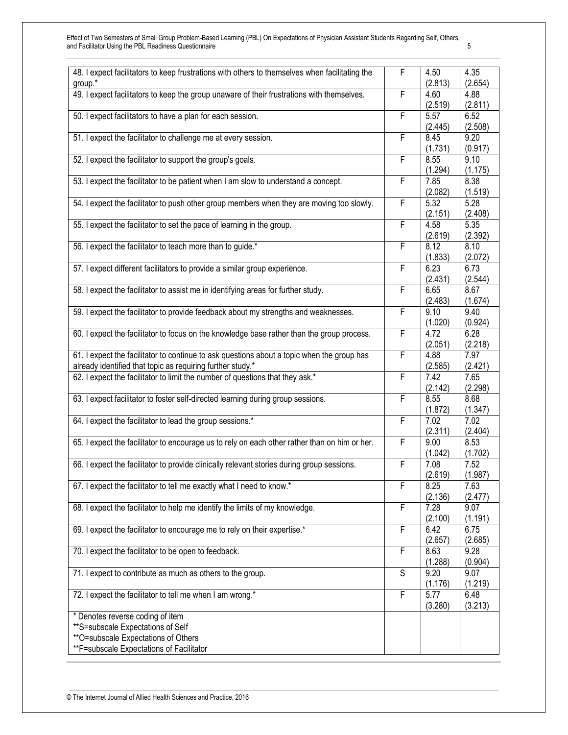| | | | |
|---|---|---|---|
| 48. I expect facilitators to keep frustrations with others to themselves when facilitating the group.* | F | 4.50 (2.813) | 4.35 (2.654) |
| 49. I expect facilitators to keep the group unaware of their frustrations with themselves. | F | 4.60 (2.519) | 4.88 (2.811) |
| 50. I expect facilitators to have a plan for each session. | F | 5.57 (2.445) | 6.52 (2.508) |
| 51. I expect the facilitator to challenge me at every session. | F | 8.45 (1.731) | 9.20 (0.917) |
| 52. I expect the facilitator to support the group's goals. | F | 8.55 (1.294) | 9.10 (1.175) |
| 53. I expect the facilitator to be patient when I am slow to understand a concept. | F | 7.85 (2.082) | 8.38 (1.519) |
| 54. I expect the facilitator to push other group members when they are moving too slowly. | F | 5.32 (2.151) | 5.28 (2.408) |
| 55. I expect the facilitator to set the pace of learning in the group. | F | 4.58 (2.619) | 5.35 (2.392) |
| 56. I expect the facilitator to teach more than to guide.* | F | 8.12 (1.833) | 8.10 (2.072) |
| 57. I expect different facilitators to provide a similar group experience. | F | 6.23 (2.431) | 6.73 (2.544) |
| 58. I expect the facilitator to assist me in identifying areas for further study. | F | 6.65 (2.483) | 8.67 (1.674) |
| 59. I expect the facilitator to provide feedback about my strengths and weaknesses. | F | 9.10 (1.020) | 9.40 (0.924) |
| 60. I expect the facilitator to focus on the knowledge base rather than the group process. | F | 4.72 (2.051) | 6.28 (2.218) |
| 61. I expect the facilitator to continue to ask questions about a topic when the group has already identified that topic as requiring further study.* | F | 4.88 (2.585) | 7.97 (2.421) |
| 62. I expect the facilitator to limit the number of questions that they ask.* | F | 7.42 (2.142) | 7.65 (2.298) |
| 63. I expect facilitator to foster self-directed learning during group sessions. | F | 8.55 (1.872) | 8.68 (1.347) |
| 64. I expect the facilitator to lead the group sessions.* | F | 7.02 (2.311) | 7.02 (2.404) |
| 65. I expect the facilitator to encourage us to rely on each other rather than on him or her. | F | 9.00 (1.042) | 8.53 (1.702) |
| 66. I expect the facilitator to provide clinically relevant stories during group sessions. | F | 7.08 (2.619) | 7.52 (1.987) |
| 67. I expect the facilitator to tell me exactly what I need to know.* | F | 8.25 (2.136) | 7.63 (2.477) |
| 68. I expect the facilitator to help me identify the limits of my knowledge. | F | 7.28 (2.100) | 9.07 (1.191) |
| 69. I expect the facilitator to encourage me to rely on their expertise.* | F | 6.42 (2.657) | 6.75 (2.685) |
| 70. I expect the facilitator to be open to feedback. | F | 8.63 (1.288) | 9.28 (0.904) |
| 71. I expect to contribute as much as others to the group. | S | 9.20 (1.176) | 9.07 (1.219) |
| 72. I expect the facilitator to tell me when I am wrong.* | F | 5.77 (3.280) | 6.48 (3.213) |
| * Denotes reverse coding of item<br>**S=subscale Expectations of Self<br>**O=subscale Expectations of Others<br>**F=subscale Expectations of Facilitator | | | |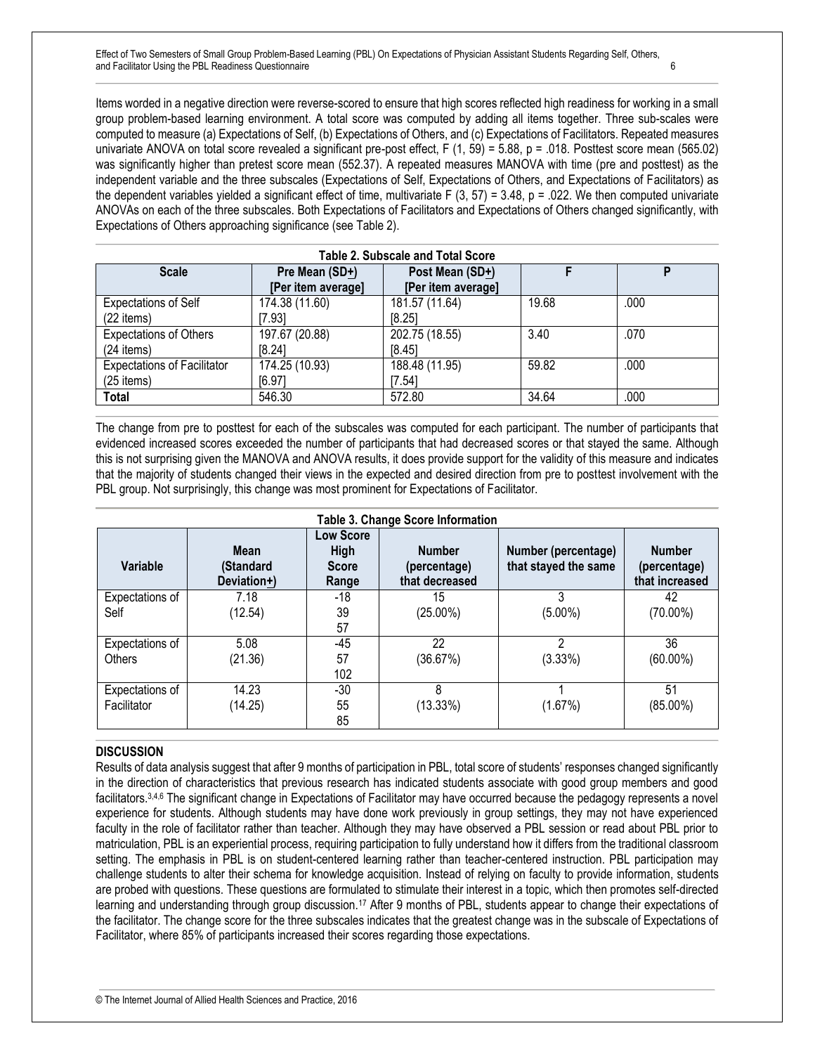Items worded in a negative direction were reverse-scored to ensure that high scores reflected high readiness for working in a small group problem-based learning environment. A total score was computed by adding all items together. Three sub-scales were computed to measure (a) Expectations of Self, (b) Expectations of Others, and (c) Expectations of Facilitators. Repeated measures univariate ANOVA on total score revealed a significant pre-post effect, $F(1, 59) = 5.88$, $p = .018$. Posttest score mean (565.02) was significantly higher than pretest score mean (552.37). A repeated measures MANOVA with time (pre and posttest) as the independent variable and the three subscales (Expectations of Self, Expectations of Others, and Expectations of Facilitators) as the dependent variables yielded a significant effect of time, multivariate $F(3, 57) = 3.48$, $p = .022$. We then computed univariate ANOVAs on each of the three subscales. Both Expectations of Facilitators and Expectations of Others changed significantly, with Expectations of Others approaching significance (see Table 2).

**Table 2. Subscale and Total Score**

| Scale | Pre Mean (SD±) [Per item average] | Post Mean (SD±) [Per item average] | F | P |
|---|---|---|---|---|
| Expectations of Self (22 items) | 174.38 (11.60) [7.93] | 181.57 (11.64) [8.25] | 19.68 | .000 |
| Expectations of Others (24 items) | 197.67 (20.88) [8.24] | 202.75 (18.55) [8.45] | 3.40 | .070 |
| Expectations of Facilitator (25 items) | 174.25 (10.93) [6.97] | 188.48 (11.95) [7.54] | 59.82 | .000 |
| **Total** | 546.30 | 572.80 | 34.64 | .000 |

The change from pre to posttest for each of the subscales was computed for each participant. The number of participants that evidenced increased scores exceeded the number of participants that had decreased scores or that stayed the same. Although this is not surprising given the MANOVA and ANOVA results, it does provide support for the validity of this measure and indicates that the majority of students changed their views in the expected and desired direction from pre to posttest involvement with the PBL group. Not surprisingly, this change was most prominent for Expectations of Facilitator.

**Table 3. Change Score Information**

| Variable | Mean (Standard Deviation±) | Low Score High Score Range | Number (percentage) that decreased | Number (percentage) that stayed the same | Number (percentage) that increased |
|---|---|---|---|---|---|
| Expectations of Self | 7.18 (12.54) | -18 39 57 | 15 (25.00%) | 3 (5.00%) | 42 (70.00%) |
| Expectations of Others | 5.08 (21.36) | -45 57 102 | 22 (36.67%) | 2 (3.33%) | 36 (60.00%) |
| Expectations of Facilitator | 14.23 (14.25) | -30 55 85 | 8 (13.33%) | 1 (1.67%) | 51 (85.00%) |

## DISCUSSION

Results of data analysis suggest that after 9 months of participation in PBL, total score of students' responses changed significantly in the direction of characteristics that previous research has indicated students associate with good group members and good facilitators.[3,4,6] The significant change in Expectations of Facilitator may have occurred because the pedagogy represents a novel experience for students. Although students may have done work previously in group settings, they may not have experienced faculty in the role of facilitator rather than teacher. Although they may have observed a PBL session or read about PBL prior to matriculation, PBL is an experiential process, requiring participation to fully understand how it differs from the traditional classroom setting. The emphasis in PBL is on student-centered learning rather than teacher-centered instruction. PBL participation may challenge students to alter their schema for knowledge acquisition. Instead of relying on faculty to provide information, students are probed with questions. These questions are formulated to stimulate their interest in a topic, which then promotes self-directed learning and understanding through group discussion.[17] After 9 months of PBL, students appear to change their expectations of the facilitator. The change score for the three subscales indicates that the greatest change was in the subscale of Expectations of Facilitator, where 85% of participants increased their scores regarding those expectations.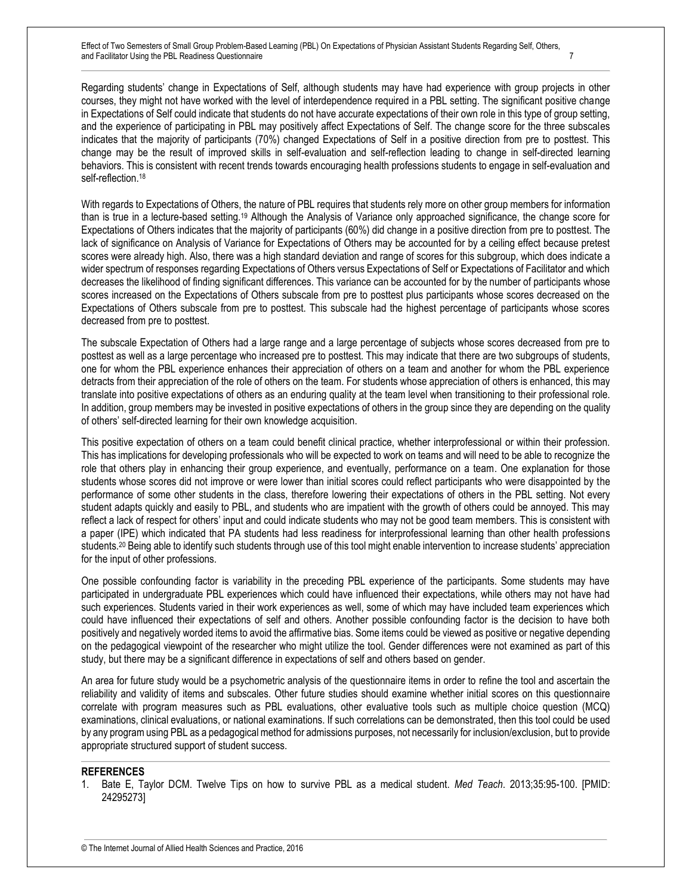Regarding students' change in Expectations of Self, although students may have had experience with group projects in other courses, they might not have worked with the level of interdependence required in a PBL setting. The significant positive change in Expectations of Self could indicate that students do not have accurate expectations of their own role in this type of group setting, and the experience of participating in PBL may positively affect Expectations of Self. The change score for the three subscales indicates that the majority of participants (70%) changed Expectations of Self in a positive direction from pre to posttest. This change may be the result of improved skills in self-evaluation and self-reflection leading to change in self-directed learning behaviors. This is consistent with recent trends towards encouraging health professions students to engage in self-evaluation and self-reflection.[18]

With regards to Expectations of Others, the nature of PBL requires that students rely more on other group members for information than is true in a lecture-based setting.[19] Although the Analysis of Variance only approached significance, the change score for Expectations of Others indicates that the majority of participants (60%) did change in a positive direction from pre to posttest. The lack of significance on Analysis of Variance for Expectations of Others may be accounted for by a ceiling effect because pretest scores were already high. Also, there was a high standard deviation and range of scores for this subgroup, which does indicate a wider spectrum of responses regarding Expectations of Others versus Expectations of Self or Expectations of Facilitator and which decreases the likelihood of finding significant differences. This variance can be accounted for by the number of participants whose scores increased on the Expectations of Others subscale from pre to posttest plus participants whose scores decreased on the Expectations of Others subscale from pre to posttest. This subscale had the highest percentage of participants whose scores decreased from pre to posttest.

The subscale Expectation of Others had a large range and a large percentage of subjects whose scores decreased from pre to posttest as well as a large percentage who increased pre to posttest. This may indicate that there are two subgroups of students, one for whom the PBL experience enhances their appreciation of others on a team and another for whom the PBL experience detracts from their appreciation of the role of others on the team. For students whose appreciation of others is enhanced, this may translate into positive expectations of others as an enduring quality at the team level when transitioning to their professional role. In addition, group members may be invested in positive expectations of others in the group since they are depending on the quality of others' self-directed learning for their own knowledge acquisition.

This positive expectation of others on a team could benefit clinical practice, whether interprofessional or within their profession. This has implications for developing professionals who will be expected to work on teams and will need to be able to recognize the role that others play in enhancing their group experience, and eventually, performance on a team. One explanation for those students whose scores did not improve or were lower than initial scores could reflect participants who were disappointed by the performance of some other students in the class, therefore lowering their expectations of others in the PBL setting. Not every student adapts quickly and easily to PBL, and students who are impatient with the growth of others could be annoyed. This may reflect a lack of respect for others' input and could indicate students who may not be good team members. This is consistent with a paper (IPE) which indicated that PA students had less readiness for interprofessional learning than other health professions students.[20] Being able to identify such students through use of this tool might enable intervention to increase students' appreciation for the input of other professions.

One possible confounding factor is variability in the preceding PBL experience of the participants. Some students may have participated in undergraduate PBL experiences which could have influenced their expectations, while others may not have had such experiences. Students varied in their work experiences as well, some of which may have included team experiences which could have influenced their expectations of self and others. Another possible confounding factor is the decision to have both positively and negatively worded items to avoid the affirmative bias. Some items could be viewed as positive or negative depending on the pedagogical viewpoint of the researcher who might utilize the tool. Gender differences were not examined as part of this study, but there may be a significant difference in expectations of self and others based on gender.

An area for future study would be a psychometric analysis of the questionnaire items in order to refine the tool and ascertain the reliability and validity of items and subscales. Other future studies should examine whether initial scores on this questionnaire correlate with program measures such as PBL evaluations, other evaluative tools such as multiple choice question (MCQ) examinations, clinical evaluations, or national examinations. If such correlations can be demonstrated, then this tool could be used by any program using PBL as a pedagogical method for admissions purposes, not necessarily for inclusion/exclusion, but to provide appropriate structured support of student success.

## REFERENCES

1. Bate E, Taylor DCM. Twelve Tips on how to survive PBL as a medical student. *Med Teach*. 2013;35:95-100. [PMID: 24295273]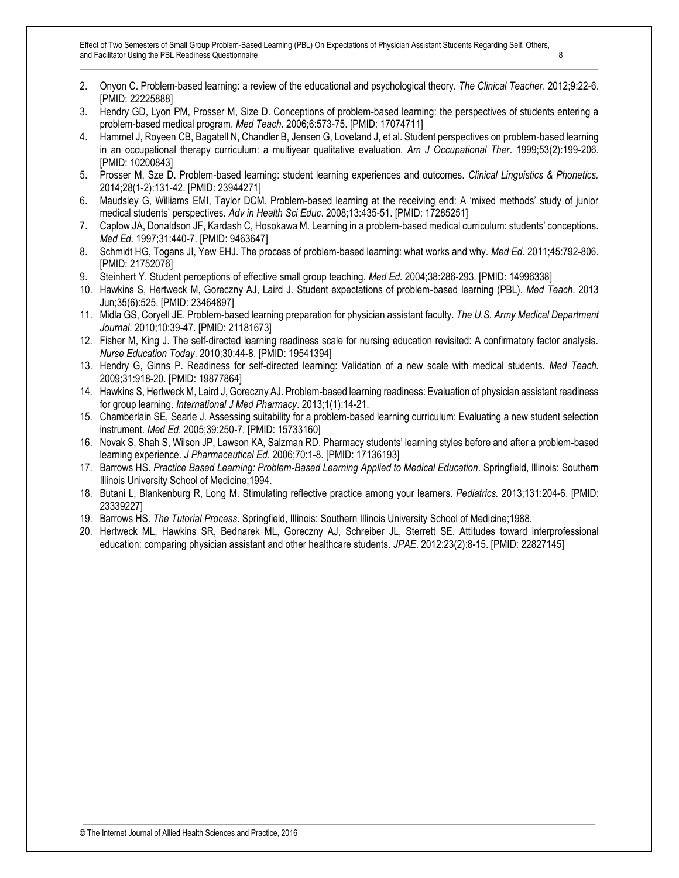2. Onyon C. Problem-based learning: a review of the educational and psychological theory. *The Clinical Teacher*. 2012;9:22-6. [PMID: 22225888]
3. Hendry GD, Lyon PM, Prosser M, Size D. Conceptions of problem-based learning: the perspectives of students entering a problem-based medical program. *Med Teach*. 2006;6:573-75. [PMID: 17074711]
4. Hammel J, Royeen CB, Bagatell N, Chandler B, Jensen G, Loveland J, et al. Student perspectives on problem-based learning in an occupational therapy curriculum: a multiyear qualitative evaluation. *Am J Occupational Ther*. 1999;53(2):199-206. [PMID: 10200843]
5. Prosser M, Sze D. Problem-based learning: student learning experiences and outcomes. *Clinical Linguistics & Phonetics.* 2014;28(1-2):131-42. [PMID: 23944271]
6. Maudsley G, Williams EMI, Taylor DCM. Problem-based learning at the receiving end: A 'mixed methods' study of junior medical students' perspectives. *Adv in Health Sci Educ*. 2008;13:435-51. [PMID: 17285251]
7. Caplow JA, Donaldson JF, Kardash C, Hosokawa M. Learning in a problem-based medical curriculum: students' conceptions. *Med Ed*. 1997;31:440-7. [PMID: 9463647]
8. Schmidt HG, Togans JI, Yew EHJ. The process of problem-based learning: what works and why. *Med Ed.* 2011;45:792-806. [PMID: 21752076]
9. Steinhert Y. Student perceptions of effective small group teaching. *Med Ed*. 2004;38:286-293. [PMID: 14996338]
10. Hawkins S, Hertweck M, Goreczny AJ, Laird J. Student expectations of problem-based learning (PBL). *Med Teach*. 2013 Jun;35(6):525. [PMID: 23464897]
11. Midla GS, Coryell JE. Problem-based learning preparation for physician assistant faculty. *The U.S. Army Medical Department Journal*. 2010;10:39-47. [PMID: 21181673]
12. Fisher M, King J. The self-directed learning readiness scale for nursing education revisited: A confirmatory factor analysis. *Nurse Education Today*. 2010;30:44-8. [PMID: 19541394]
13. Hendry G, Ginns P. Readiness for self-directed learning: Validation of a new scale with medical students. *Med Teach.* 2009;31:918-20. [PMID: 19877864]
14. Hawkins S, Hertweck M, Laird J, Goreczny AJ. Problem-based learning readiness: Evaluation of physician assistant readiness for group learning. *International J Med Pharmacy*. 2013;1(1):14-21.
15. Chamberlain SE, Searle J. Assessing suitability for a problem-based learning curriculum: Evaluating a new student selection instrument. *Med Ed*. 2005;39:250-7. [PMID: 15733160]
16. Novak S, Shah S, Wilson JP, Lawson KA, Salzman RD. Pharmacy students' learning styles before and after a problem-based learning experience. *J Pharmaceutical Ed*. 2006;70:1-8. [PMID: 17136193]
17. Barrows HS. *Practice Based Learning: Problem-Based Learning Applied to Medical Education*. Springfield, Illinois: Southern Illinois University School of Medicine;1994.
18. Butani L, Blankenburg R, Long M. Stimulating reflective practice among your learners. *Pediatrics.* 2013;131:204-6. [PMID: 23339227]
19. Barrows HS. *The Tutorial Process*. Springfield, Illinois: Southern Illinois University School of Medicine;1988.
20. Hertweck ML, Hawkins SR, Bednarek ML, Goreczny AJ, Schreiber JL, Sterrett SE. Attitudes toward interprofessional education: comparing physician assistant and other healthcare students. *JPAE*. 2012:23(2):8-15. [PMID: 22827145]